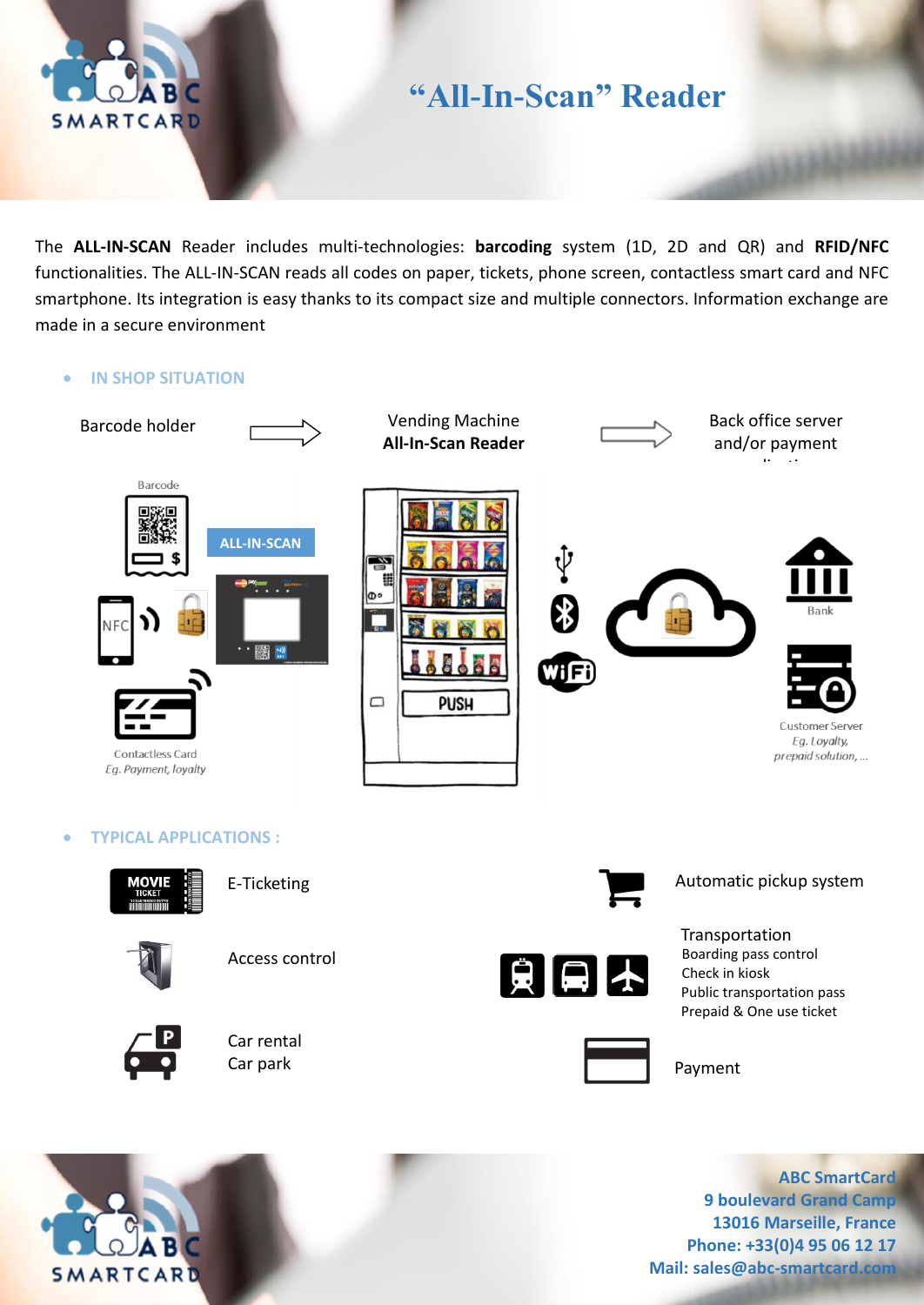# "All-In-Scan" Reader

The **ALL-IN-SCAN** Reader includes multi-technologies: **barcoding** system (1D, 2D and QR) and **RFID/NFC** functionalities. The ALL-IN-SCAN reads all codes on paper, tickets, phone screen, contactless smart card and NFC smartphone. Its integration is easy thanks to its compact size and multiple connectors. Information exchange are made in a secure environment

- **IN SHOP SITUATION**

Barcode holder → Vending Machine **All-In-Scan Reader** → Back office server and/or payment application

Barcode

ALL-IN-SCAN

NFC

Contactless Card
*Eg. Payment, loyalty*

PUSH

Bank

Customer Server
*Eg. Loyalty, prepaid solution, ...*

- **TYPICAL APPLICATIONS :**

E-Ticketing

Automatic pickup system

Access control

Transportation
Boarding pass control
Check in kiosk
Public transportation pass
Prepaid & One use ticket

Car rental
Car park

Payment

**ABC SmartCard**
**9 boulevard Grand Camp**
**13016 Marseille, France**
**Phone: +33(0)4 95 06 12 17**
**Mail: sales@abc-smartcard.com**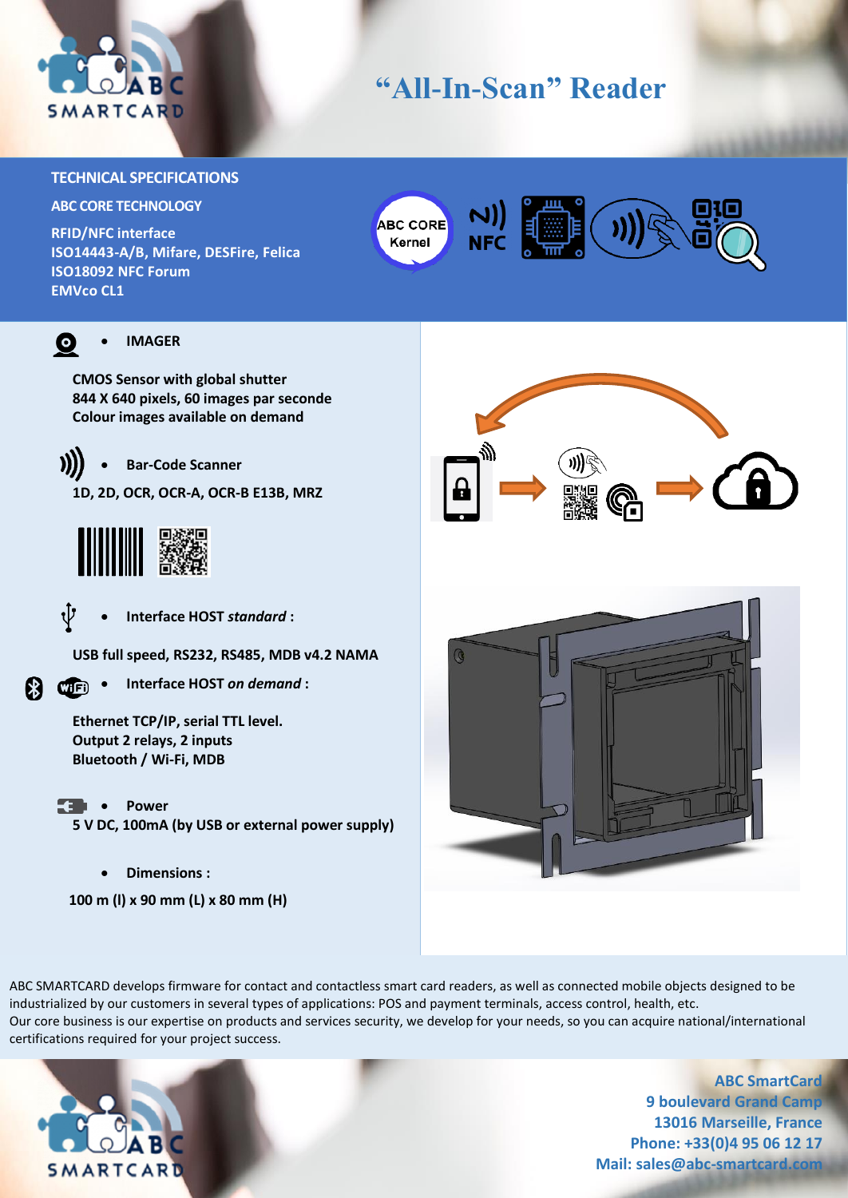# "All-In-Scan" Reader

## TECHNICAL SPECIFICATIONS

**ABC CORE TECHNOLOGY**

**RFID/NFC interface**
**ISO14443-A/B, Mifare, DESFire, Felica**
**ISO18092 NFC Forum**
**EMVco CL1**

- **IMAGER**

**CMOS Sensor with global shutter**
**844 X 640 pixels, 60 images par seconde**
**Colour images available on demand**

- **Bar-Code Scanner**

**1D, 2D, OCR, OCR-A, OCR-B E13B, MRZ**

- **Interface HOST *standard* :**

**USB full speed, RS232, RS485, MDB v4.2 NAMA**

- **Interface HOST *on demand* :**

**Ethernet TCP/IP, serial TTL level.**
**Output 2 relays, 2 inputs**
**Bluetooth / Wi-Fi, MDB**

- **Power**

**5 V DC, 100mA (by USB or external power supply)**

- **Dimensions :**

**100 m (l) x 90 mm (L) x 80 mm (H)**

ABC SMARTCARD develops firmware for contact and contactless smart card readers, as well as connected mobile objects designed to be industrialized by our customers in several types of applications: POS and payment terminals, access control, health, etc.
Our core business is our expertise on products and services security, we develop for your needs, so you can acquire national/international certifications required for your project success.

**ABC SmartCard**
**9 boulevard Grand Camp**
**13016 Marseille, France**
**Phone: +33(0)4 95 06 12 17**
**Mail: sales@abc-smartcard.com**